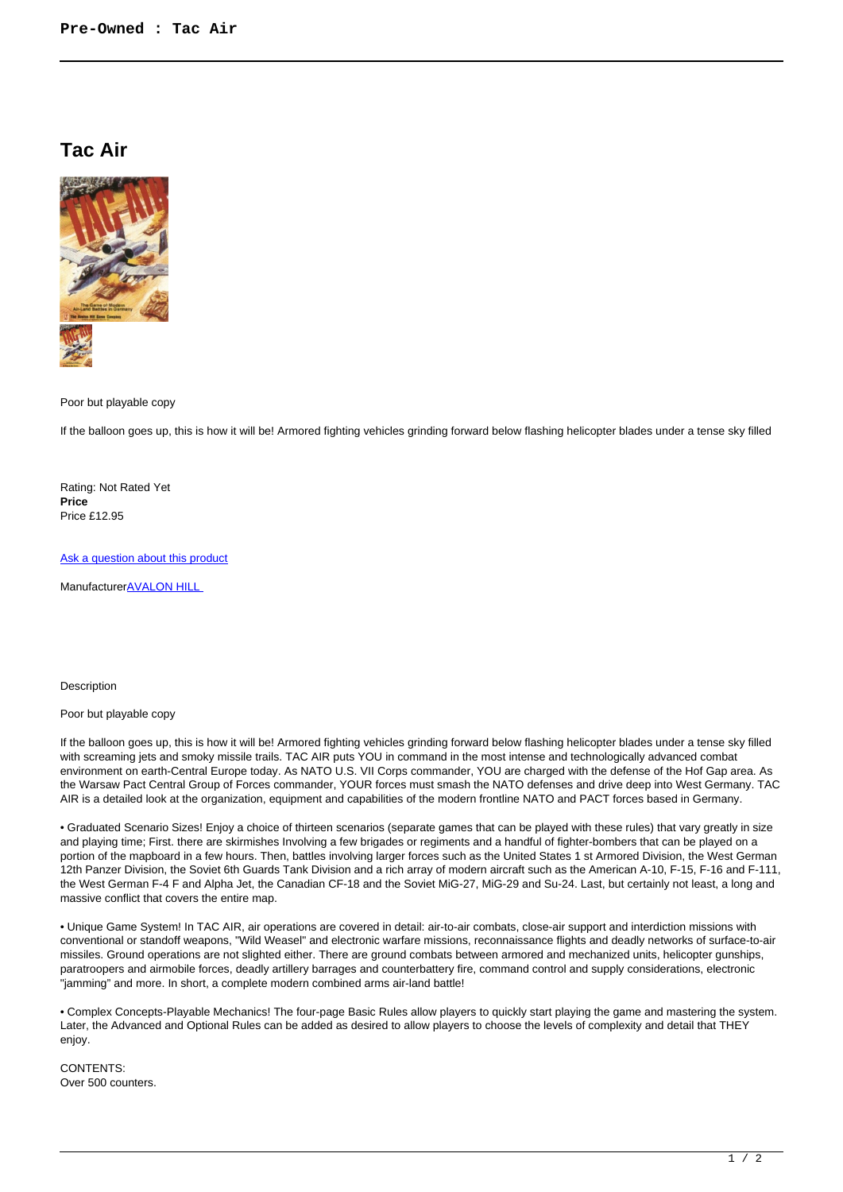# Tac Air

Poor but playable copy

If the balloon goes up, this is how it will be! Armored fighting vehicles grinding forward below flashing helicopter blades under a tense sky filled

Rating: Not Rated Yet
**Price**
Price £12.95

[Ask a question about this product]()

Manufacturer[AVALON HILL]()

Description

Poor but playable copy

If the balloon goes up, this is how it will be! Armored fighting vehicles grinding forward below flashing helicopter blades under a tense sky filled with screaming jets and smoky missile trails. TAC AIR puts YOU in command in the most intense and technologically advanced combat environment on earth-Central Europe today. As NATO U.S. VII Corps commander, YOU are charged with the defense of the Hof Gap area. As the Warsaw Pact Central Group of Forces commander, YOUR forces must smash the NATO defenses and drive deep into West Germany. TAC AIR is a detailed look at the organization, equipment and capabilities of the modern frontline NATO and PACT forces based in Germany.

• Graduated Scenario Sizes! Enjoy a choice of thirteen scenarios (separate games that can be played with these rules) that vary greatly in size and playing time; First. there are skirmishes Involving a few brigades or regiments and a handful of fighter-bombers that can be played on a portion of the mapboard in a few hours. Then, battles involving larger forces such as the United States 1 st Armored Division, the West German 12th Panzer Division, the Soviet 6th Guards Tank Division and a rich array of modern aircraft such as the American A-10, F-15, F-16 and F-111, the West German F-4 F and Alpha Jet, the Canadian CF-18 and the Soviet MiG-27, MiG-29 and Su-24. Last, but certainly not least, a long and massive conflict that covers the entire map.

• Unique Game System! In TAC AIR, air operations are covered in detail: air-to-air combats, close-air support and interdiction missions with conventional or standoff weapons, "Wild Weasel" and electronic warfare missions, reconnaissance flights and deadly networks of surface-to-air missiles. Ground operations are not slighted either. There are ground combats between armored and mechanized units, helicopter gunships, paratroopers and airmobile forces, deadly artillery barrages and counterbattery fire, command control and supply considerations, electronic "jamming" and more. In short, a complete modern combined arms air-land battle!

• Complex Concepts-Playable Mechanics! The four-page Basic Rules allow players to quickly start playing the game and mastering the system. Later, the Advanced and Optional Rules can be added as desired to allow players to choose the levels of complexity and detail that THEY enjoy.

CONTENTS:
Over 500 counters.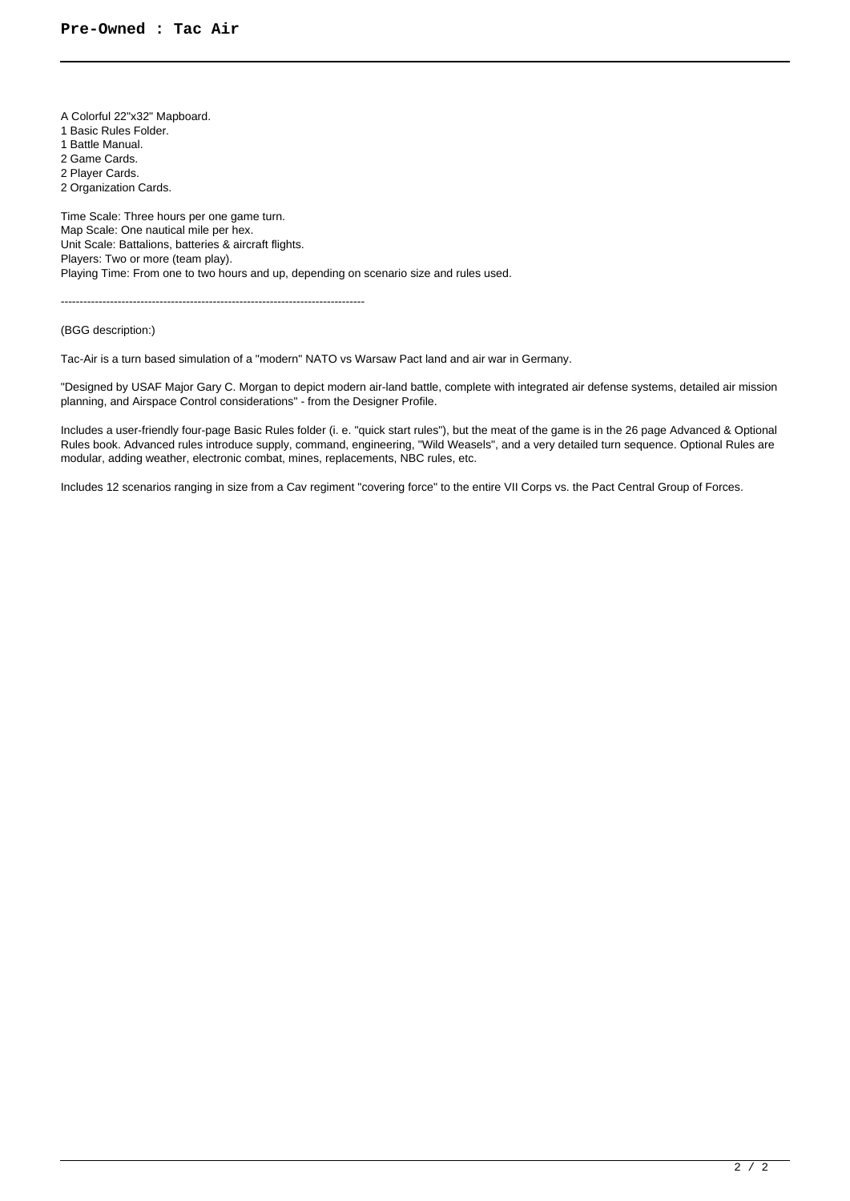A Colorful 22"x32" Mapboard.
1 Basic Rules Folder.
1 Battle Manual.
2 Game Cards.
2 Player Cards.
2 Organization Cards.

Time Scale: Three hours per one game turn.
Map Scale: One nautical mile per hex.
Unit Scale: Battalions, batteries & aircraft flights.
Players: Two or more (team play).
Playing Time: From one to two hours and up, depending on scenario size and rules used.

--------------------------------------------------------------------------------

(BGG description:)

Tac-Air is a turn based simulation of a "modern" NATO vs Warsaw Pact land and air war in Germany.

"Designed by USAF Major Gary C. Morgan to depict modern air-land battle, complete with integrated air defense systems, detailed air mission planning, and Airspace Control considerations" - from the Designer Profile.

Includes a user-friendly four-page Basic Rules folder (i. e. "quick start rules"), but the meat of the game is in the 26 page Advanced & Optional Rules book. Advanced rules introduce supply, command, engineering, "Wild Weasels", and a very detailed turn sequence. Optional Rules are modular, adding weather, electronic combat, mines, replacements, NBC rules, etc.

Includes 12 scenarios ranging in size from a Cav regiment "covering force" to the entire VII Corps vs. the Pact Central Group of Forces.